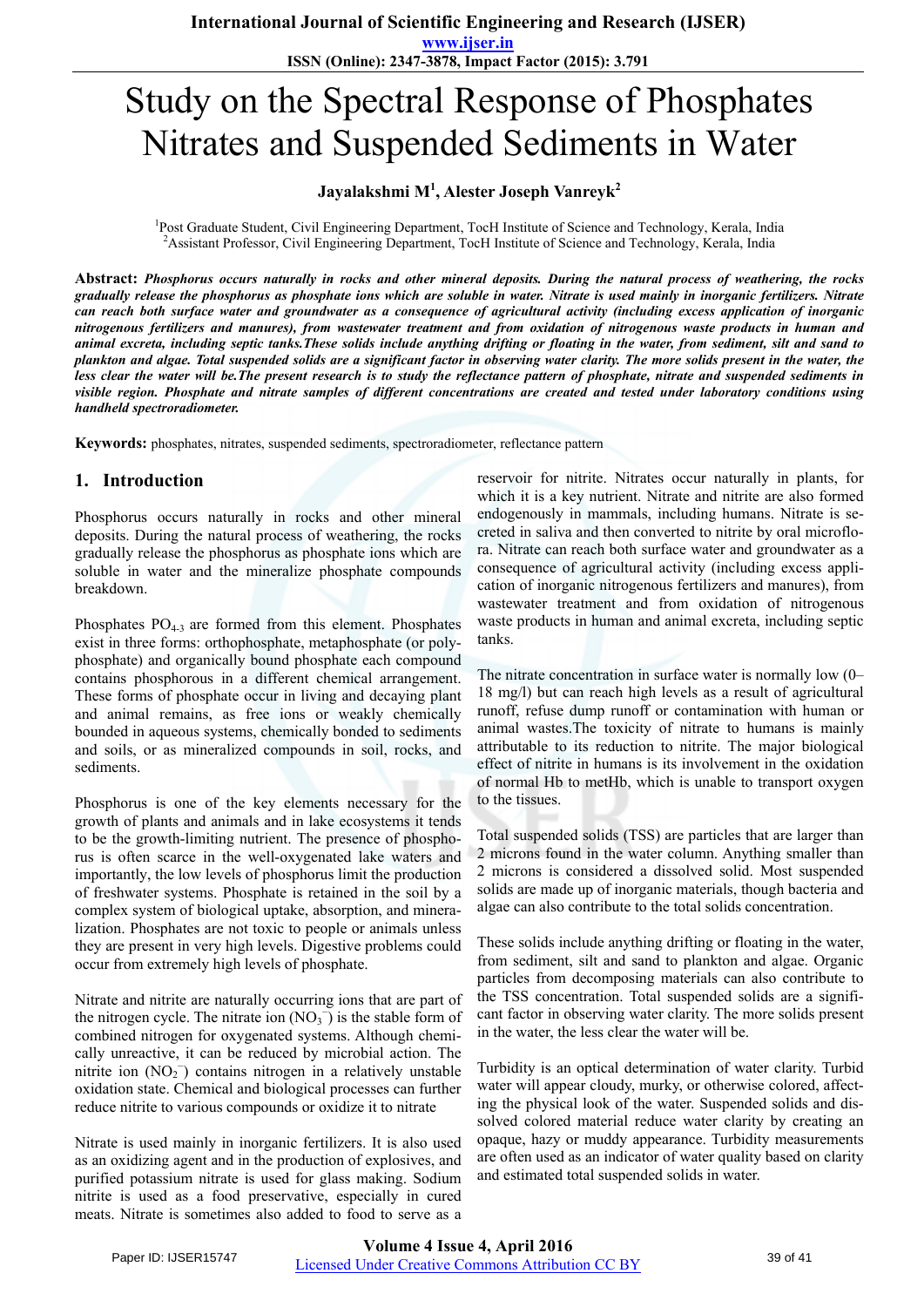# Study on the Spectral Response of Phosphates Nitrates and Suspended Sediments in Water

**Jayalakshmi M[1], Alester Joseph Vanreyk[2]**

[1]Post Graduate Student, Civil Engineering Department, TocH Institute of Science and Technology, Kerala, India
[2]Assistant Professor, Civil Engineering Department, TocH Institute of Science and Technology, Kerala, India

**Abstract:** ***Phosphorus occurs naturally in rocks and other mineral deposits. During the natural process of weathering, the rocks gradually release the phosphorus as phosphate ions which are soluble in water. Nitrate is used mainly in inorganic fertilizers. Nitrate can reach both surface water and groundwater as a consequence of agricultural activity (including excess application of inorganic nitrogenous fertilizers and manures), from wastewater treatment and from oxidation of nitrogenous waste products in human and animal excreta, including septic tanks.These solids include anything drifting or floating in the water, from sediment, silt and sand to plankton and algae. Total suspended solids are a significant factor in observing water clarity. The more solids present in the water, the less clear the water will be.The present research is to study the reflectance pattern of phosphate, nitrate and suspended sediments in visible region. Phosphate and nitrate samples of different concentrations are created and tested under laboratory conditions using handheld spectroradiometer.***

**Keywords:** phosphates, nitrates, suspended sediments, spectroradiometer, reflectance pattern

## 1. Introduction

Phosphorus occurs naturally in rocks and other mineral deposits. During the natural process of weathering, the rocks gradually release the phosphorus as phosphate ions which are soluble in water and the mineralize phosphate compounds breakdown.

Phosphates $PO_{4-3}$ are formed from this element. Phosphates exist in three forms: orthophosphate, metaphosphate (or polyphosphate) and organically bound phosphate each compound contains phosphorous in a different chemical arrangement. These forms of phosphate occur in living and decaying plant and animal remains, as free ions or weakly chemically bounded in aqueous systems, chemically bonded to sediments and soils, or as mineralized compounds in soil, rocks, and sediments.

Phosphorus is one of the key elements necessary for the growth of plants and animals and in lake ecosystems it tends to be the growth-limiting nutrient. The presence of phosphorus is often scarce in the well-oxygenated lake waters and importantly, the low levels of phosphorus limit the production of freshwater systems. Phosphate is retained in the soil by a complex system of biological uptake, absorption, and mineralization. Phosphates are not toxic to people or animals unless they are present in very high levels. Digestive problems could occur from extremely high levels of phosphate.

Nitrate and nitrite are naturally occurring ions that are part of the nitrogen cycle. The nitrate ion ($NO_3^-$) is the stable form of combined nitrogen for oxygenated systems. Although chemically unreactive, it can be reduced by microbial action. The nitrite ion ($NO_2^-$) contains nitrogen in a relatively unstable oxidation state. Chemical and biological processes can further reduce nitrite to various compounds or oxidize it to nitrate

Nitrate is used mainly in inorganic fertilizers. It is also used as an oxidizing agent and in the production of explosives, and purified potassium nitrate is used for glass making. Sodium nitrite is used as a food preservative, especially in cured meats. Nitrate is sometimes also added to food to serve as a reservoir for nitrite. Nitrates occur naturally in plants, for which it is a key nutrient. Nitrate and nitrite are also formed endogenously in mammals, including humans. Nitrate is secreted in saliva and then converted to nitrite by oral microflora. Nitrate can reach both surface water and groundwater as a consequence of agricultural activity (including excess application of inorganic nitrogenous fertilizers and manures), from wastewater treatment and from oxidation of nitrogenous waste products in human and animal excreta, including septic tanks.

The nitrate concentration in surface water is normally low (0–18 mg/l) but can reach high levels as a result of agricultural runoff, refuse dump runoff or contamination with human or animal wastes.The toxicity of nitrate to humans is mainly attributable to its reduction to nitrite. The major biological effect of nitrite in humans is its involvement in the oxidation of normal Hb to metHb, which is unable to transport oxygen to the tissues.

Total suspended solids (TSS) are particles that are larger than 2 microns found in the water column. Anything smaller than 2 microns is considered a dissolved solid. Most suspended solids are made up of inorganic materials, though bacteria and algae can also contribute to the total solids concentration.

These solids include anything drifting or floating in the water, from sediment, silt and sand to plankton and algae. Organic particles from decomposing materials can also contribute to the TSS concentration. Total suspended solids are a significant factor in observing water clarity. The more solids present in the water, the less clear the water will be.

Turbidity is an optical determination of water clarity. Turbid water will appear cloudy, murky, or otherwise colored, affecting the physical look of the water. Suspended solids and dissolved colored material reduce water clarity by creating an opaque, hazy or muddy appearance. Turbidity measurements are often used as an indicator of water quality based on clarity and estimated total suspended solids in water.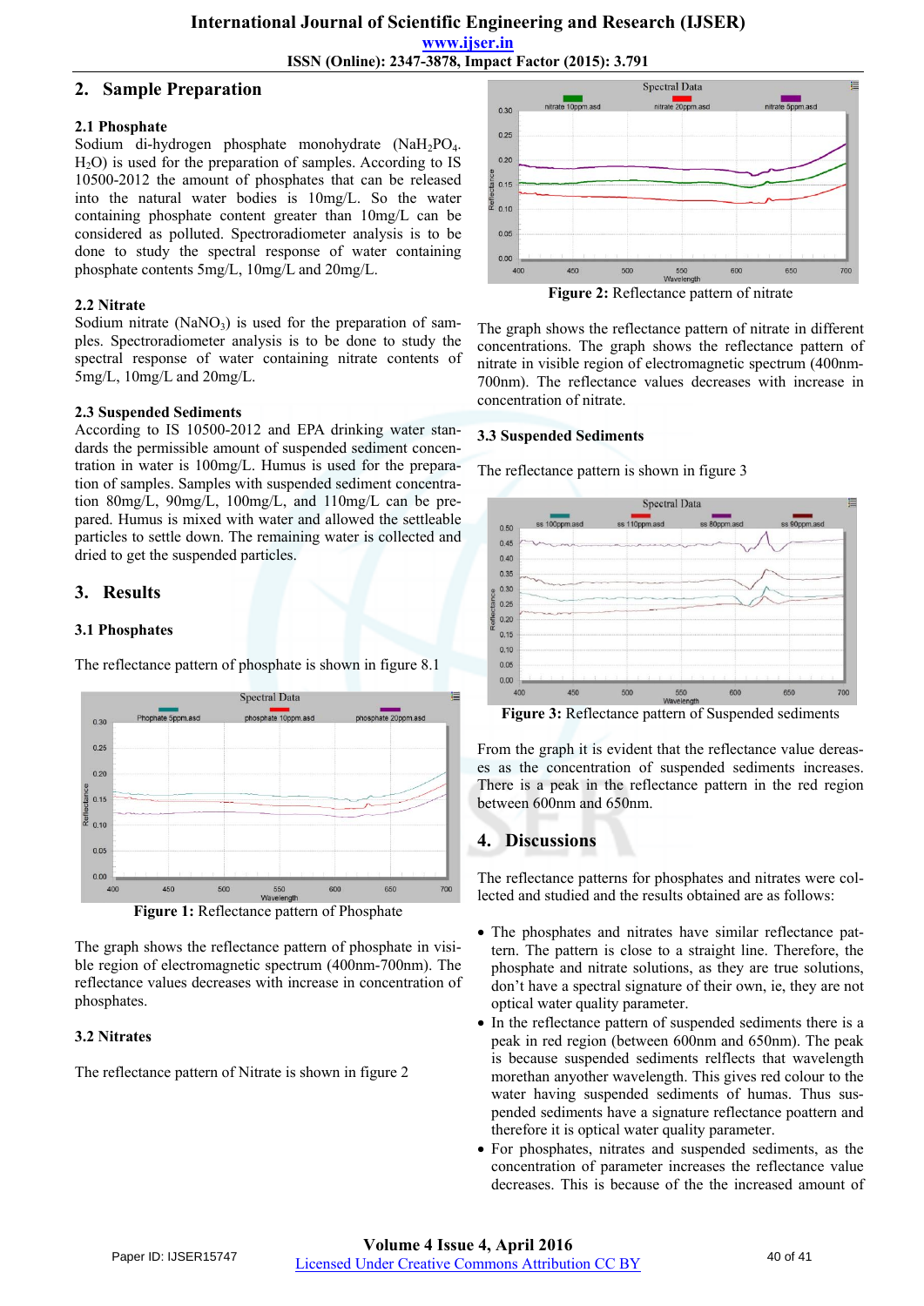## 2. Sample Preparation

### 2.1 Phosphate

Sodium di-hydrogen phosphate monohydrate ($NaH_2PO_4$. $H_2O$) is used for the preparation of samples. According to IS 10500-2012 the amount of phosphates that can be released into the natural water bodies is 10mg/L. So the water containing phosphate content greater than 10mg/L can be considered as polluted. Spectroradiometer analysis is to be done to study the spectral response of water containing phosphate contents 5mg/L, 10mg/L and 20mg/L.

### 2.2 Nitrate

Sodium nitrate ($NaNO_3$) is used for the preparation of samples. Spectroradiometer analysis is to be done to study the spectral response of water containing nitrate contents of 5mg/L, 10mg/L and 20mg/L.

### 2.3 Suspended Sediments

According to IS 10500-2012 and EPA drinking water standards the permissible amount of suspended sediment concentration in water is 100mg/L. Humus is used for the preparation of samples. Samples with suspended sediment concentration 80mg/L, 90mg/L, 100mg/L, and 110mg/L can be prepared. Humus is mixed with water and allowed the settleable particles to settle down. The remaining water is collected and dried to get the suspended particles.

## 3. Results

### 3.1 Phosphates

The reflectance pattern of phosphate is shown in figure 8.1

**Figure 1:** Reflectance pattern of Phosphate

The graph shows the reflectance pattern of phosphate in visible region of electromagnetic spectrum (400nm-700nm). The reflectance values decreases with increase in concentration of phosphates.

### 3.2 Nitrates

The reflectance pattern of Nitrate is shown in figure 2

**Figure 2:** Reflectance pattern of nitrate

The graph shows the reflectance pattern of nitrate in different concentrations. The graph shows the reflectance pattern of nitrate in visible region of electromagnetic spectrum (400nm-700nm). The reflectance values decreases with increase in concentration of nitrate.

### 3.3 Suspended Sediments

The reflectance pattern is shown in figure 3

**Figure 3:** Reflectance pattern of Suspended sediments

From the graph it is evident that the reflectance value decreases as the concentration of suspended sediments increases. There is a peak in the reflectance pattern in the red region between 600nm and 650nm.

## 4. Discussions

The reflectance patterns for phosphates and nitrates were collected and studied and the results obtained are as follows:

- The phosphates and nitrates have similar reflectance pattern. The pattern is close to a straight line. Therefore, the phosphate and nitrate solutions, as they are true solutions, don't have a spectral signature of their own, ie, they are not optical water quality parameter.
- In the reflectance pattern of suspended sediments there is a peak in red region (between 600nm and 650nm). The peak is because suspended sediments relflects that wavelength morethan anyother wavelength. This gives red colour to the water having suspended sediments of humas. Thus suspended sediments have a signature reflectance poattern and therefore it is optical water quality parameter.
- For phosphates, nitrates and suspended sediments, as the concentration of parameter increases the reflectance value decreases. This is because of the the increased amount of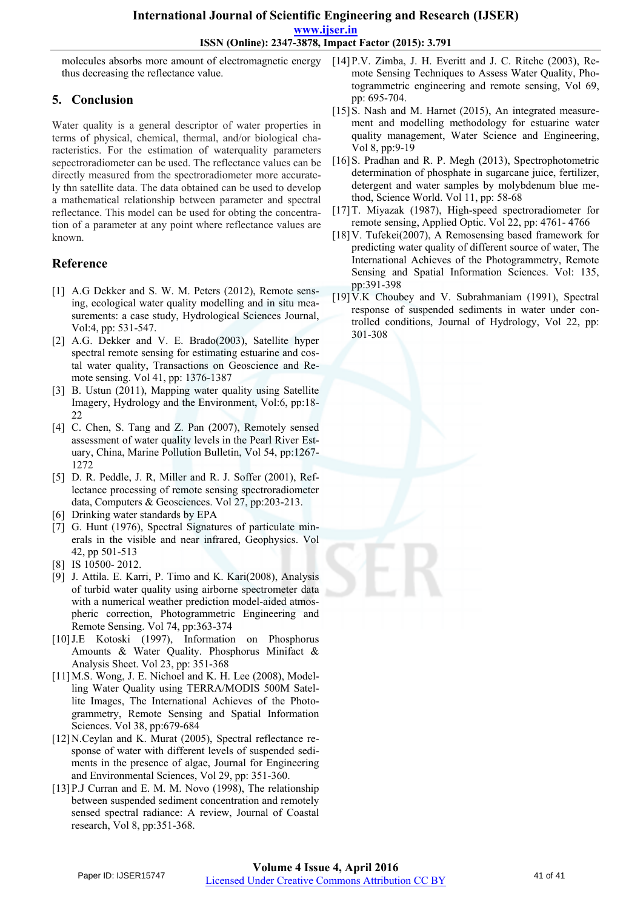molecules absorbs more amount of electromagnetic energy thus decreasing the reflectance value.

## 5. Conclusion

Water quality is a general descriptor of water properties in terms of physical, chemical, thermal, and/or biological characteristics. For the estimation of waterquality parameters sepectroradiometer can be used. The reflectance values can be directly measured from the spectroradiometer more accurately thn satellite data. The data obtained can be used to develop a mathematical relationship between parameter and spectral reflectance. This model can be used for obting the concentration of a parameter at any point where reflectance values are known.

## Reference

[1] A.G Dekker and S. W. M. Peters (2012), Remote sensing, ecological water quality modelling and in situ measurements: a case study, Hydrological Sciences Journal, Vol:4, pp: 531-547.

[2] A.G. Dekker and V. E. Brado(2003), Satellite hyper spectral remote sensing for estimating estuarine and costal water quality, Transactions on Geoscience and Remote sensing. Vol 41, pp: 1376-1387

[3] B. Ustun (2011), Mapping water quality using Satellite Imagery, Hydrology and the Environment, Vol:6, pp:18-22

[4] C. Chen, S. Tang and Z. Pan (2007), Remotely sensed assessment of water quality levels in the Pearl River Estuary, China, Marine Pollution Bulletin, Vol 54, pp:1267-1272

[5] D. R. Peddle, J. R, Miller and R. J. Soffer (2001), Reflectance processing of remote sensing spectroradiometer data, Computers & Geosciences. Vol 27, pp:203-213.

[6] Drinking water standards by EPA

[7] G. Hunt (1976), Spectral Signatures of particulate minerals in the visible and near infrared, Geophysics. Vol 42, pp 501-513

[8] IS 10500- 2012.

[9] J. Attila. E. Karri, P. Timo and K. Kari(2008), Analysis of turbid water quality using airborne spectrometer data with a numerical weather prediction model-aided atmospheric correction, Photogrammetric Engineering and Remote Sensing. Vol 74, pp:363-374

[10] J.E Kotoski (1997), Information on Phosphorus Amounts & Water Quality. Phosphorus Minifact & Analysis Sheet. Vol 23, pp: 351-368

[11] M.S. Wong, J. E. Nichoel and K. H. Lee (2008), Modelling Water Quality using TERRA/MODIS 500M Satellite Images, The International Achieves of the Photogrammetry, Remote Sensing and Spatial Information Sciences. Vol 38, pp:679-684

[12] N.Ceylan and K. Murat (2005), Spectral reflectance response of water with different levels of suspended sediments in the presence of algae, Journal for Engineering and Environmental Sciences, Vol 29, pp: 351-360.

[13] P.J Curran and E. M. M. Novo (1998), The relationship between suspended sediment concentration and remotely sensed spectral radiance: A review, Journal of Coastal research, Vol 8, pp:351-368.

[14] P.V. Zimba, J. H. Everitt and J. C. Ritche (2003), Remote Sensing Techniques to Assess Water Quality, Photogrammetric engineering and remote sensing, Vol 69, pp: 695-704.

[15] S. Nash and M. Harnet (2015), An integrated measurement and modelling methodology for estuarine water quality management, Water Science and Engineering, Vol 8, pp:9-19

[16] S. Pradhan and R. P. Megh (2013), Spectrophotometric determination of phosphate in sugarcane juice, fertilizer, detergent and water samples by molybdenum blue method, Science World. Vol 11, pp: 58-68

[17] T. Miyazak (1987), High-speed spectroradiometer for remote sensing, Applied Optic. Vol 22, pp: 4761- 4766

[18] V. Tufekei(2007), A Remosensing based framework for predicting water quality of different source of water, The International Achieves of the Photogrammetry, Remote Sensing and Spatial Information Sciences. Vol: 135, pp:391-398

[19] V.K Choubey and V. Subrahmaniam (1991), Spectral response of suspended sediments in water under controlled conditions, Journal of Hydrology, Vol 22, pp: 301-308